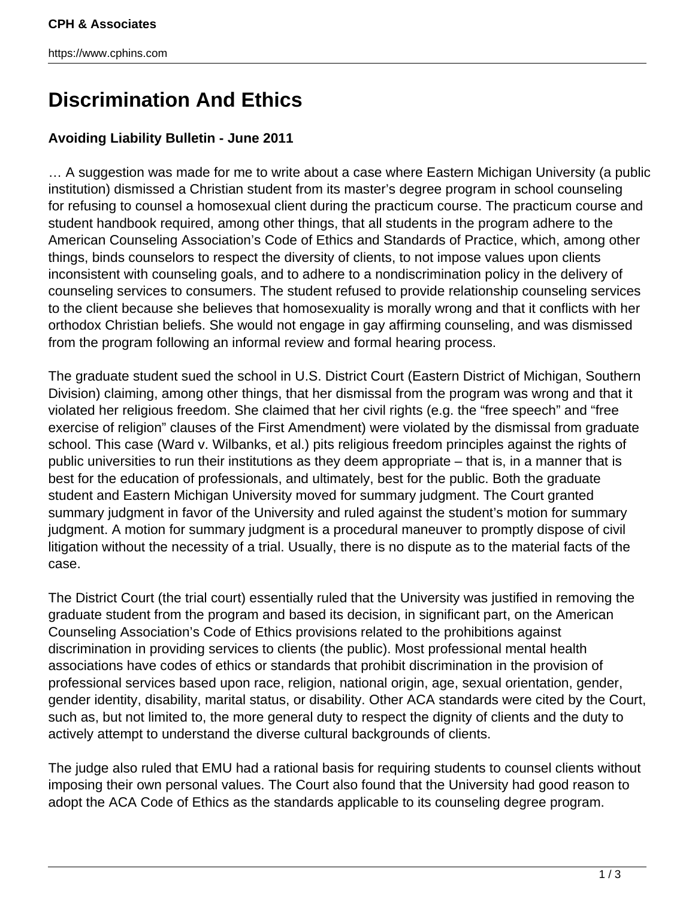# Discrimination And Ethics

**Avoiding Liability Bulletin - June 2011**

… A suggestion was made for me to write about a case where Eastern Michigan University (a public institution) dismissed a Christian student from its master's degree program in school counseling for refusing to counsel a homosexual client during the practicum course. The practicum course and student handbook required, among other things, that all students in the program adhere to the American Counseling Association's Code of Ethics and Standards of Practice, which, among other things, binds counselors to respect the diversity of clients, to not impose values upon clients inconsistent with counseling goals, and to adhere to a nondiscrimination policy in the delivery of counseling services to consumers. The student refused to provide relationship counseling services to the client because she believes that homosexuality is morally wrong and that it conflicts with her orthodox Christian beliefs. She would not engage in gay affirming counseling, and was dismissed from the program following an informal review and formal hearing process.

The graduate student sued the school in U.S. District Court (Eastern District of Michigan, Southern Division) claiming, among other things, that her dismissal from the program was wrong and that it violated her religious freedom. She claimed that her civil rights (e.g. the "free speech" and "free exercise of religion" clauses of the First Amendment) were violated by the dismissal from graduate school. This case (Ward v. Wilbanks, et al.) pits religious freedom principles against the rights of public universities to run their institutions as they deem appropriate – that is, in a manner that is best for the education of professionals, and ultimately, best for the public. Both the graduate student and Eastern Michigan University moved for summary judgment. The Court granted summary judgment in favor of the University and ruled against the student's motion for summary judgment. A motion for summary judgment is a procedural maneuver to promptly dispose of civil litigation without the necessity of a trial. Usually, there is no dispute as to the material facts of the case.

The District Court (the trial court) essentially ruled that the University was justified in removing the graduate student from the program and based its decision, in significant part, on the American Counseling Association's Code of Ethics provisions related to the prohibitions against discrimination in providing services to clients (the public). Most professional mental health associations have codes of ethics or standards that prohibit discrimination in the provision of professional services based upon race, religion, national origin, age, sexual orientation, gender, gender identity, disability, marital status, or disability. Other ACA standards were cited by the Court, such as, but not limited to, the more general duty to respect the dignity of clients and the duty to actively attempt to understand the diverse cultural backgrounds of clients.

The judge also ruled that EMU had a rational basis for requiring students to counsel clients without imposing their own personal values. The Court also found that the University had good reason to adopt the ACA Code of Ethics as the standards applicable to its counseling degree program.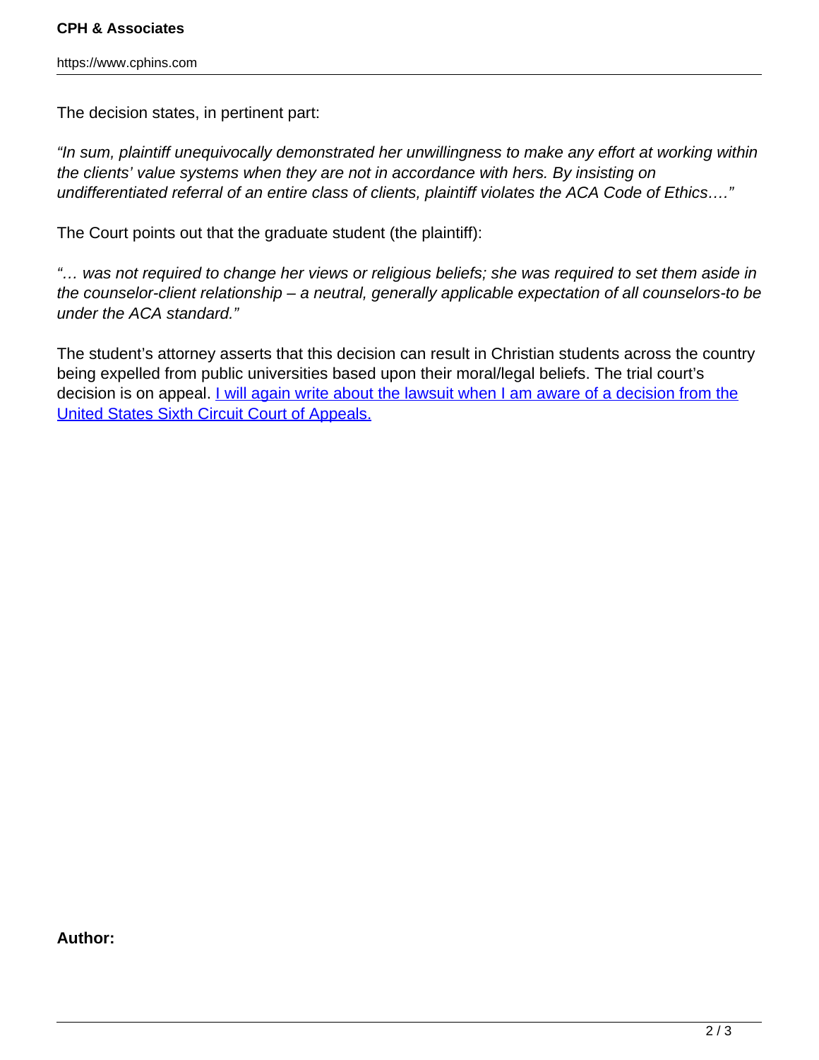The decision states, in pertinent part:

*"In sum, plaintiff unequivocally demonstrated her unwillingness to make any effort at working within the clients' value systems when they are not in accordance with hers. By insisting on undifferentiated referral of an entire class of clients, plaintiff violates the ACA Code of Ethics…."*

The Court points out that the graduate student (the plaintiff):

*"… was not required to change her views or religious beliefs; she was required to set them aside in the counselor-client relationship – a neutral, generally applicable expectation of all counselors-to be under the ACA standard."*

The student's attorney asserts that this decision can result in Christian students across the country being expelled from public universities based upon their moral/legal beliefs. The trial court's decision is on appeal. I will again write about the lawsuit when I am aware of a decision from the United States Sixth Circuit Court of Appeals.

**Author:**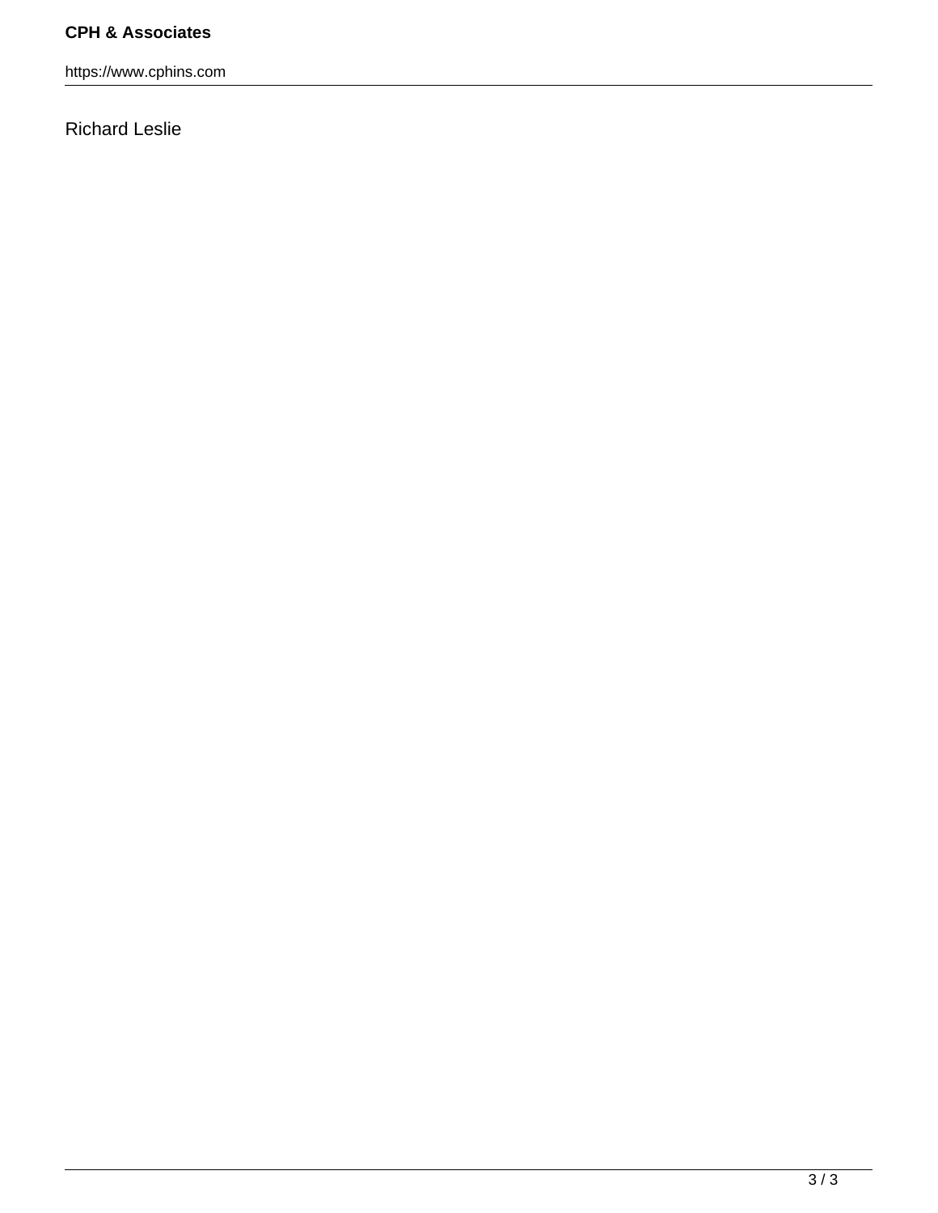Richard Leslie